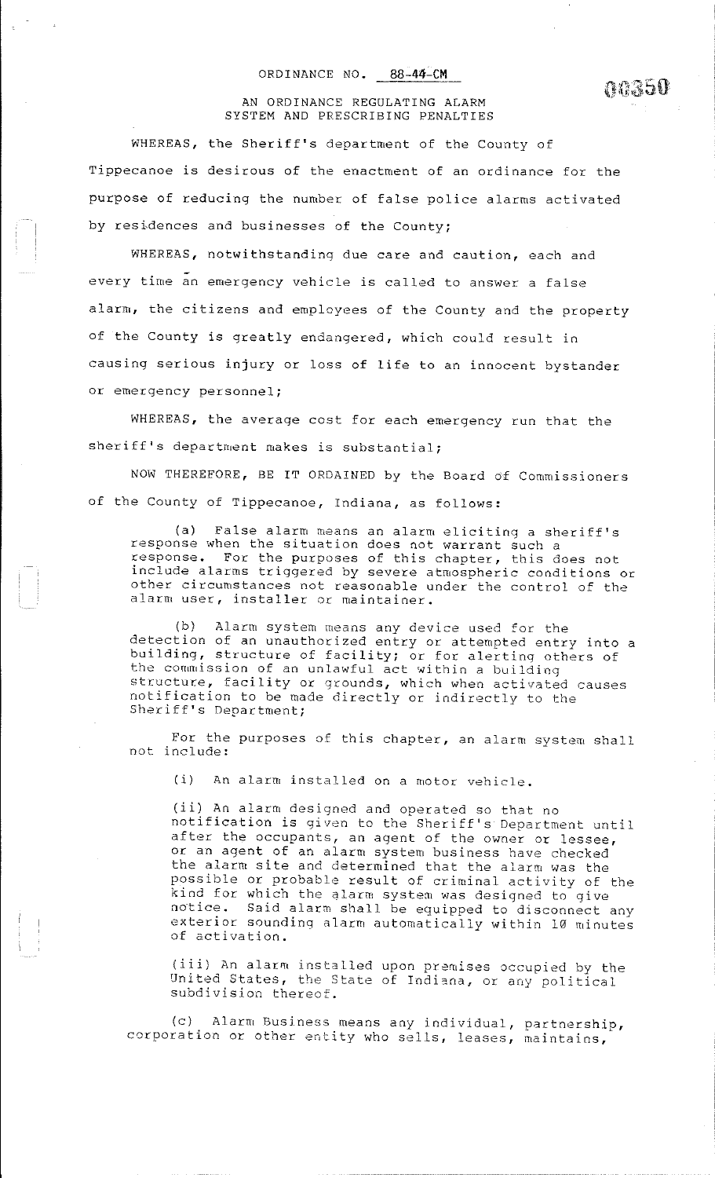ORDINANCE NO. 88-44-CM

00350

AN ORDINANCE REGULATING ALARM SYSTEM AND PRESCRIBING PENALTIES

WHEREAS, the Sheriff's department of the County of Tippecanoe is desirous of the enactment of an ordinance for the purpose of reducing the number of false police alarms activated by residences and businesses of the County;

WHEREAS, notwithstanding due care and caution, each and every time an emergency vehicle is called to answer a false alarm, the citizens and employees of the County and the property of the County is greatly endangered, which could result in causing serious injury or loss of life to an innocent bystander or emergency personnel;

WHEREAS, the average cost for each emergency run that the sheriff's department makes is substantial;

NOW THEREFORE, BE IT ORDAINED by the Board of Commissioners of the County of Tippecanoe, Indiana, as follows:

(a) False alarm means an alarm eliciting a sheriff's response when the situation does not warrant such a response. For the purposes of this chapter, this does not include alarms triggered by severe atmospheric conditions or other circumstances not reasonable under the control of the alarm user, installer or maintainer.

(b) Alarm system means any device used for the detection of an unauthorized entry or attempted entry into a building, structure of facility; or for alerting others of the commission of an unlawful act within a building structure, facility or grounds, which when activated causes notification to be made directly or indirectly to the Sheriff's Department;

For the purposes of this chapter, an alarm system shall not include:

(i) An alarm installed on a motor vehicle.

(ii) An alarm designed and operated so that no notification is given to the Sheriff's Department until after the occupants, an agent of the owner or lessee, or an agent of an alarm system business have checked the alarm site and determined that the alarm was the possible or probable result of criminal activity of the kind for which the alarm system was designed to give notice. Said alarm shall be equipped to disconnect any exterior sounding alarm automatically within 10 minutes of activation.

(iii) An alarm installed upon premises occupied by the United States, the State of Indiana, or any political subdivision thereof.

(c) Alarm Business means any individual, partnership, corporation or other entity who sells, leases, maintains,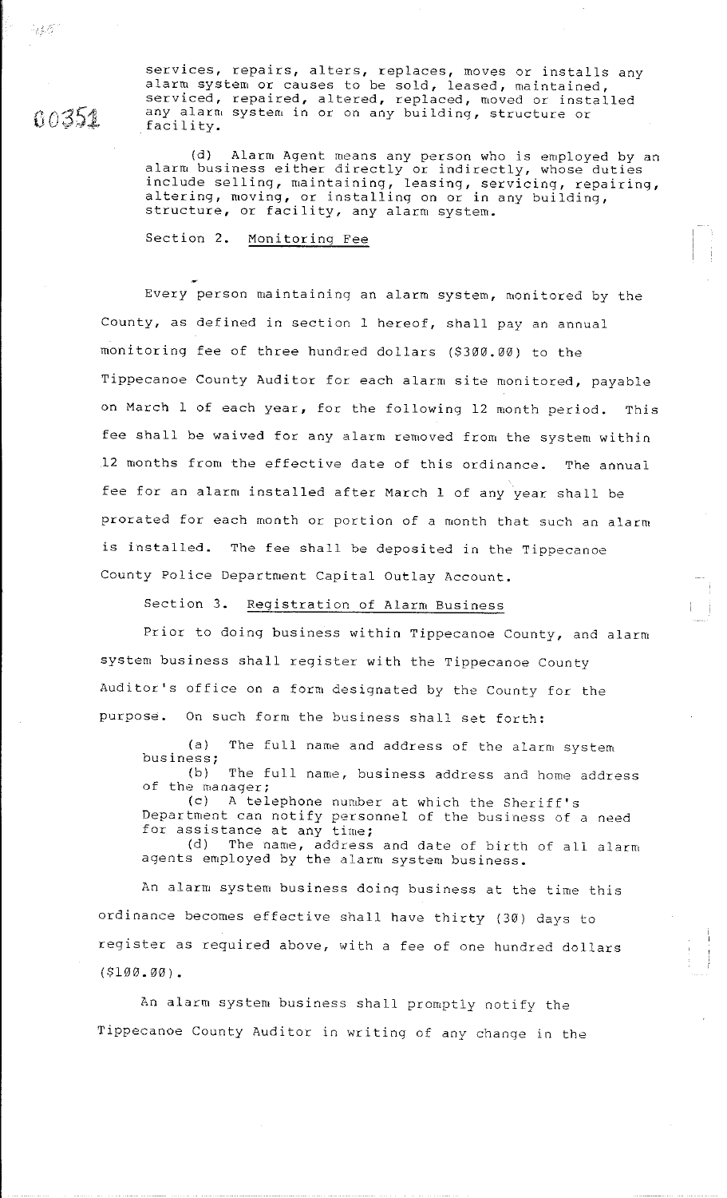services, repairs, alters, replaces, moves or installs any alarm system or causes to be sold, leased, maintained, serviced, repaired, altered, replaced, moved or installed any alarm system in or on any building, structure or facility.

(d) Alarm Agent means any person who is employed by an alarm business either directly or indirectly, whose duties include selling, maintaining, leasing, servicing, repairing, altering, moving, or installing on or in any building, structure, or facility, any alarm system.

Section 2. Monitoring Fee

Every person maintaining an alarm system, monitored by the County, as defined in section 1 hereof, shall pay an annual monitoring fee of three hundred dollars ($300.00) to the Tippecanoe County Auditor for each alarm site monitored, payable on March 1 of each year, for the following 12 month period. This fee shall be waived for any alarm removed from the system within 12 months from the effective date of this ordinance. The annual fee for an alarm installed after March 1 of any year shall be prorated for each month or portion of a month that such an alarm is installed. The fee shall be deposited in the Tippecanoe County Police Department Capital Outlay Account.

Section 3. Registration of Alarm Business

Prior to doing business within Tippecanoe County, and alarm system business shall register with the Tippecanoe County Auditor's office on a form designated by the County for the purpose. On such form the business shall set forth:

(a) The full name and address of the alarm system business;
(b) The full name, business address and home address of the manager;
(c) A telephone number at which the Sheriff's Department can notify personnel of the business of a need for assistance at any time;
(d) The name, address and date of birth of all alarm agents employed by the alarm system business.

An alarm system business doing business at the time this ordinance becomes effective shall have thirty (30) days to register as required above, with a fee of one hundred dollars ($100.00).

An alarm system business shall promptly notify the Tippecanoe County Auditor in writing of any change in the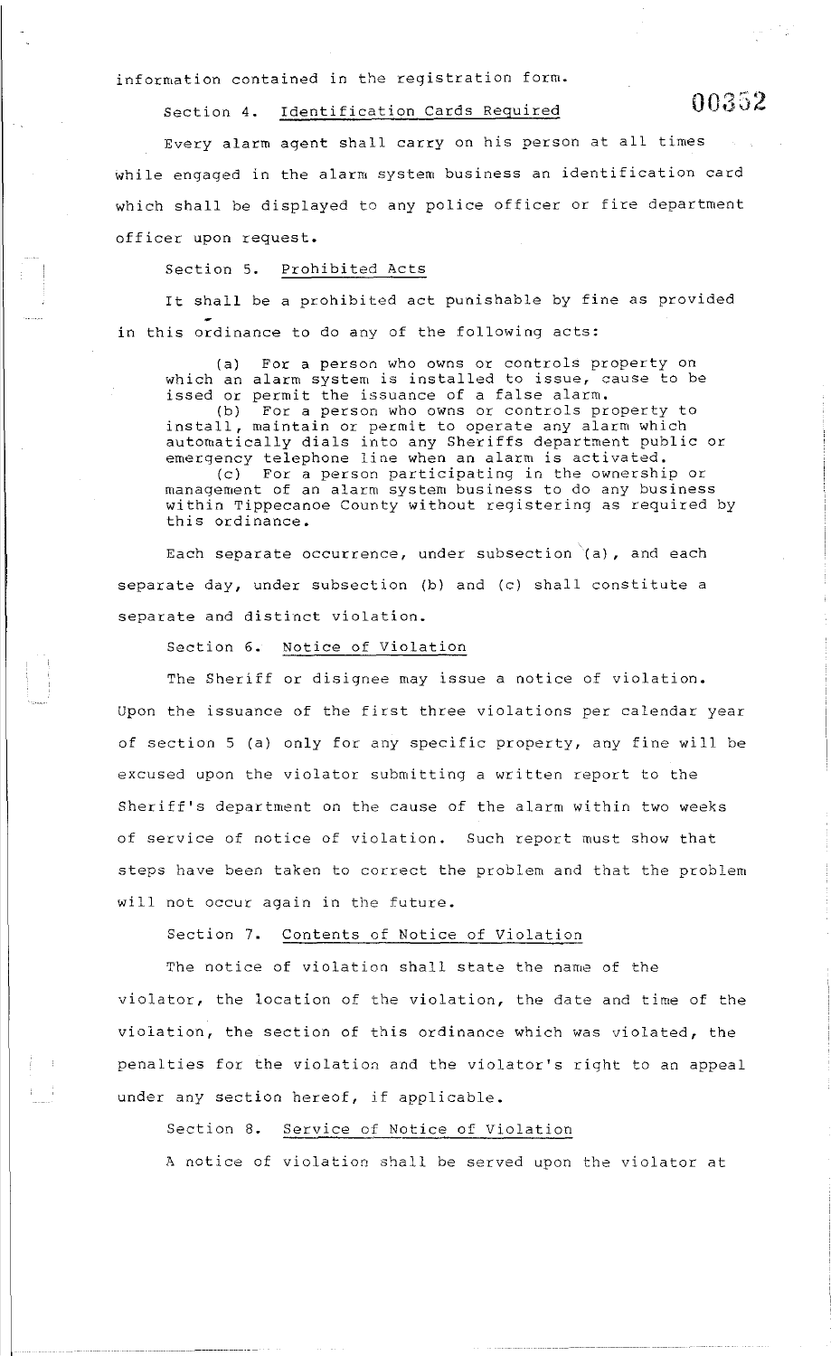information contained in the registration form.

Section 4. Identification Cards Required

Every alarm agent shall carry on his person at all times while engaged in the alarm system business an identification card which shall be displayed to any police officer or fire department officer upon request.

Section 5. Prohibited Acts

It shall be a prohibited act punishable by fine as provided in this ordinance to do any of the following acts:

(a) For a person who owns or controls property on which an alarm system is installed to issue, cause to be issed or permit the issuance of a false alarm.

(b) For a person who owns or controls property to install, maintain or permit to operate any alarm which automatically dials into any Sheriffs department public or emergency telephone line when an alarm is activated.

(c) For a person participating in the ownership or management of an alarm system business to do any business within Tippecanoe County without registering as required by this ordinance.

Each separate occurrence, under subsection (a), and each separate day, under subsection (b) and (c) shall constitute a separate and distinct violation.

Section 6. Notice of Violation

The Sheriff or disignee may issue a notice of violation. Upon the issuance of the first three violations per calendar year of section 5 (a) only for any specific property, any fine will be excused upon the violator submitting a written report to the Sheriff's department on the cause of the alarm within two weeks of service of notice of violation. Such report must show that steps have been taken to correct the problem and that the problem will not occur again in the future.

Section 7. Contents of Notice of Violation

The notice of violation shall state the name of the violator, the location of the violation, the date and time of the violation, the section of this ordinance which was violated, the penalties for the violation and the violator's right to an appeal under any section hereof, if applicable.

Section 8. Service of Notice of Violation

A notice of violation shall be served upon the violator at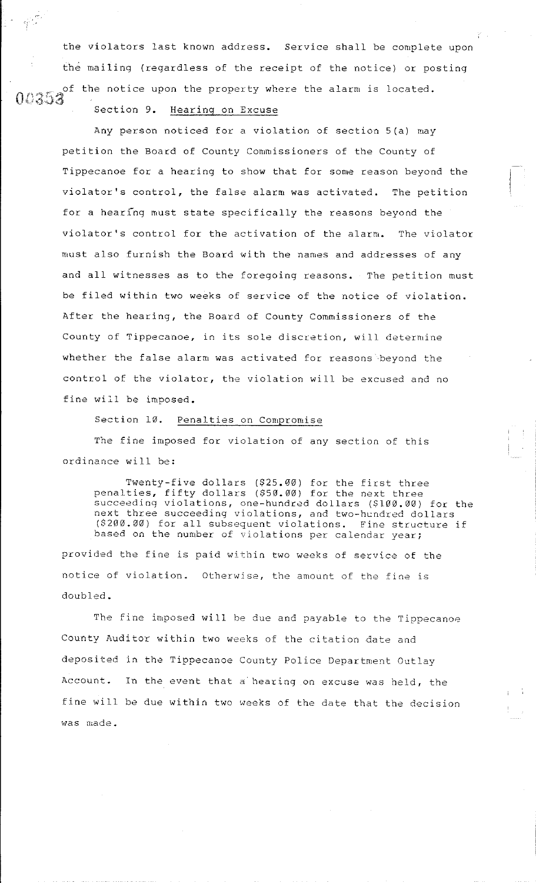the violators last known address. Service shall be complete upon the mailing (regardless of the receipt of the notice) or posting of the notice upon the property where the alarm is located.

Section 9. Hearing on Excuse

Any person noticed for a violation of section 5(a) may petition the Board of County Commissioners of the County of Tippecanoe for a hearing to show that for some reason beyond the violator's control, the false alarm was activated. The petition for a hearing must state specifically the reasons beyond the violator's control for the activation of the alarm. The violator must also furnish the Board with the names and addresses of any and all witnesses as to the foregoing reasons. The petition must be filed within two weeks of service of the notice of violation. After the hearing, the Board of County Commissioners of the County of Tippecanoe, in its sole discretion, will determine whether the false alarm was activated for reasons beyond the control of the violator, the violation will be excused and no fine will be imposed.

Section 10. Penalties on Compromise

The fine imposed for violation of any section of this ordinance will be:

> Twenty-five dollars ($25.00) for the first three penalties, fifty dollars ($50.00) for the next three succeeding violations, one-hundred dollars ($100.00) for the next three succeeding violations, and two-hundred dollars ($200.00) for all subsequent violations. Fine structure if based on the number of violations per calendar year;

provided the fine is paid within two weeks of service of the notice of violation. Otherwise, the amount of the fine is doubled.

The fine imposed will be due and payable to the Tippecanoe County Auditor within two weeks of the citation date and deposited in the Tippecanoe County Police Department Outlay Account. In the event that a hearing on excuse was held, the fine will be due within two weeks of the date that the decision was made.